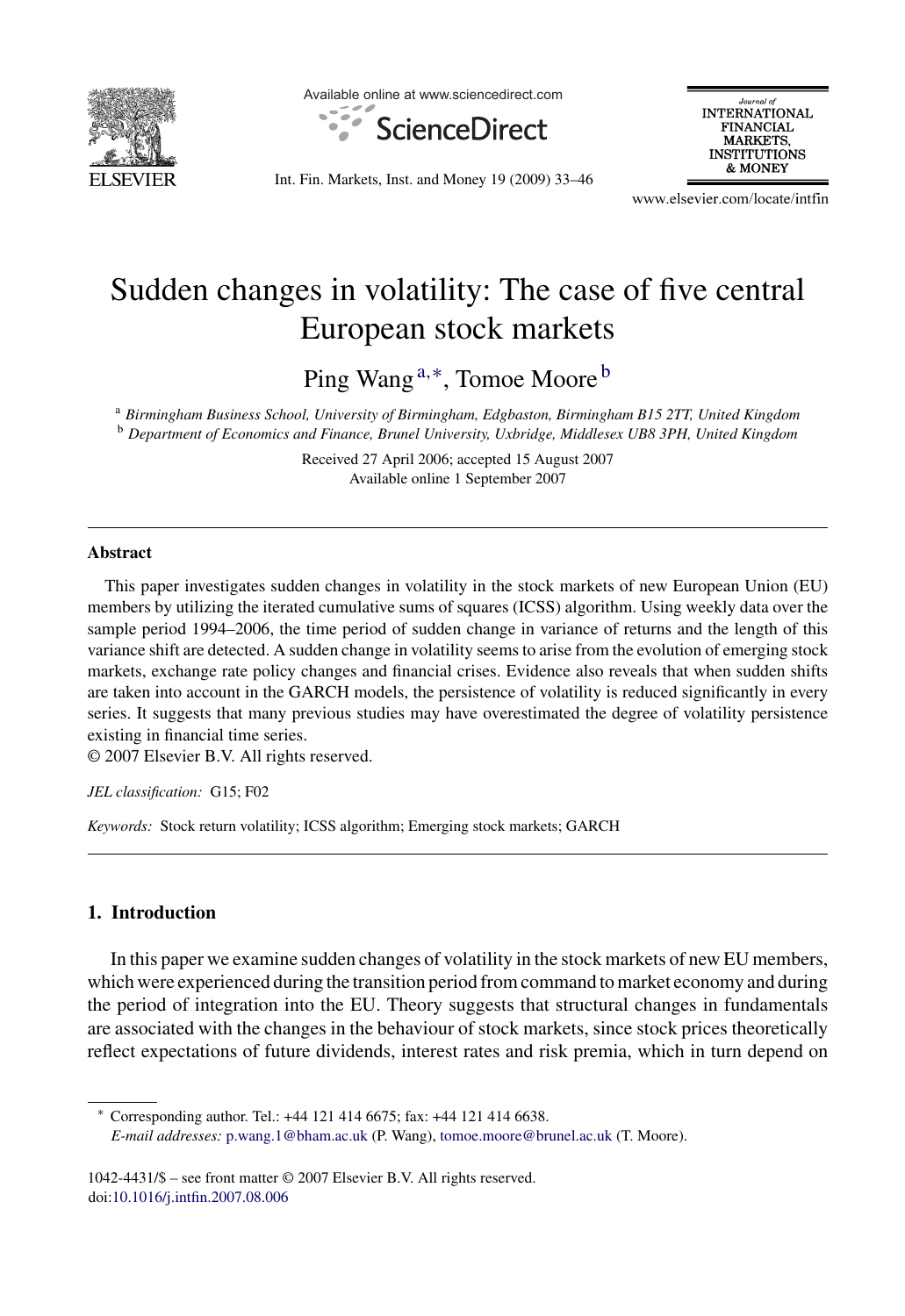# Sudden changes in volatility: The case of five central European stock markets

Ping Wang [a,*], Tomoe Moore [b]

[a] *Birmingham Business School, University of Birmingham, Edgbaston, Birmingham B15 2TT, United Kingdom*
[b] *Department of Economics and Finance, Brunel University, Uxbridge, Middlesex UB8 3PH, United Kingdom*

Received 27 April 2006; accepted 15 August 2007
Available online 1 September 2007

## Abstract

This paper investigates sudden changes in volatility in the stock markets of new European Union (EU) members by utilizing the iterated cumulative sums of squares (ICSS) algorithm. Using weekly data over the sample period 1994–2006, the time period of sudden change in variance of returns and the length of this variance shift are detected. A sudden change in volatility seems to arise from the evolution of emerging stock markets, exchange rate policy changes and financial crises. Evidence also reveals that when sudden shifts are taken into account in the GARCH models, the persistence of volatility is reduced significantly in every series. It suggests that many previous studies may have overestimated the degree of volatility persistence existing in financial time series.
© 2007 Elsevier B.V. All rights reserved.

*JEL classification:* G15; F02

*Keywords:* Stock return volatility; ICSS algorithm; Emerging stock markets; GARCH

## 1. Introduction

In this paper we examine sudden changes of volatility in the stock markets of new EU members, which were experienced during the transition period from command to market economy and during the period of integration into the EU. Theory suggests that structural changes in fundamentals are associated with the changes in the behaviour of stock markets, since stock prices theoretically reflect expectations of future dividends, interest rates and risk premia, which in turn depend on

---

* Corresponding author. Tel.: +44 121 414 6675; fax: +44 121 414 6638.
*E-mail addresses:* p.wang.1@bham.ac.uk (P. Wang), tomoe.moore@brunel.ac.uk (T. Moore).

1042-4431/$ – see front matter © 2007 Elsevier B.V. All rights reserved.
doi:10.1016/j.intfin.2007.08.006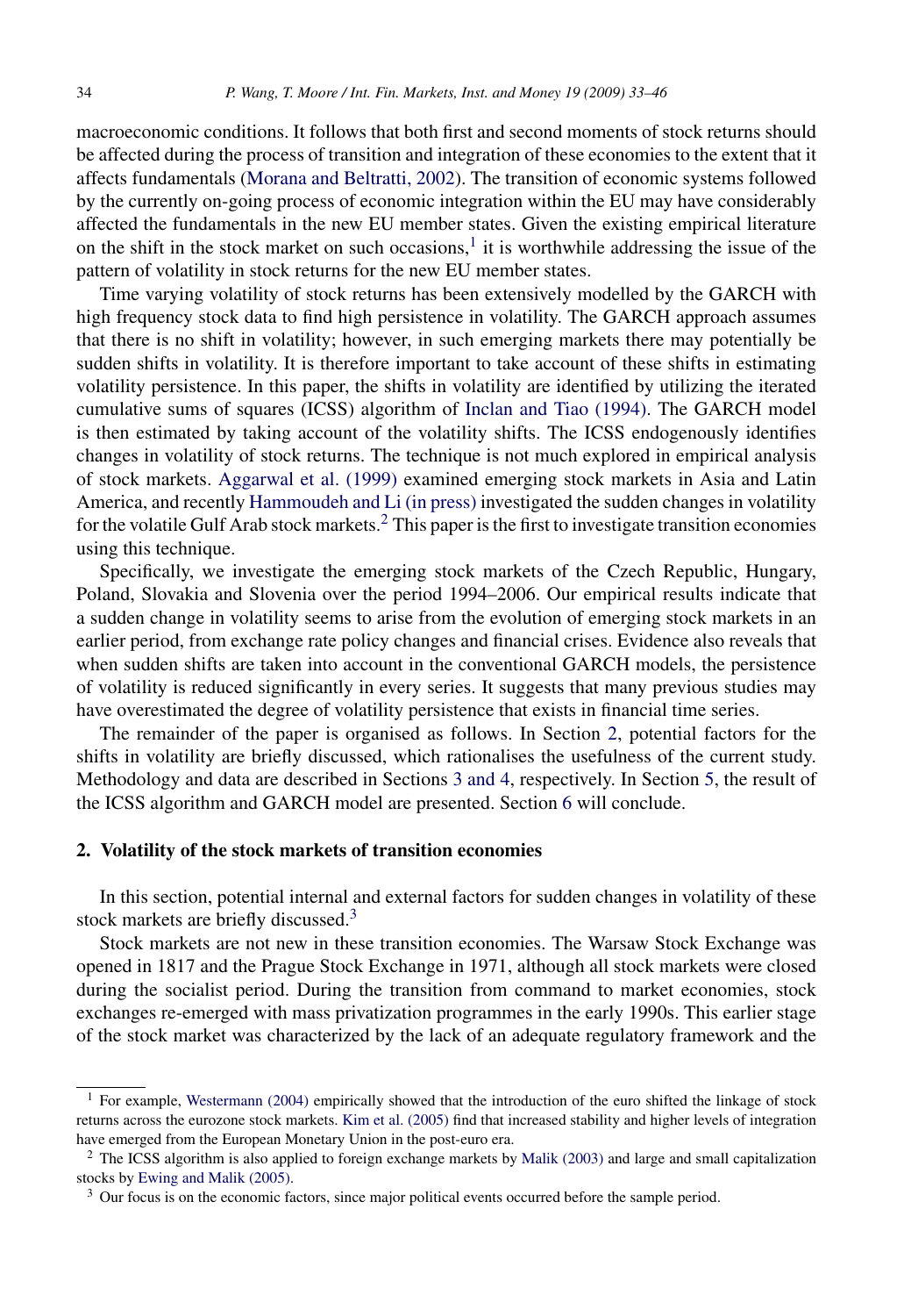macroeconomic conditions. It follows that both first and second moments of stock returns should be affected during the process of transition and integration of these economies to the extent that it affects fundamentals (Morana and Beltratti, 2002). The transition of economic systems followed by the currently on-going process of economic integration within the EU may have considerably affected the fundamentals in the new EU member states. Given the existing empirical literature on the shift in the stock market on such occasions,[1] it is worthwhile addressing the issue of the pattern of volatility in stock returns for the new EU member states.

Time varying volatility of stock returns has been extensively modelled by the GARCH with high frequency stock data to find high persistence in volatility. The GARCH approach assumes that there is no shift in volatility; however, in such emerging markets there may potentially be sudden shifts in volatility. It is therefore important to take account of these shifts in estimating volatility persistence. In this paper, the shifts in volatility are identified by utilizing the iterated cumulative sums of squares (ICSS) algorithm of Inclan and Tiao (1994). The GARCH model is then estimated by taking account of the volatility shifts. The ICSS endogenously identifies changes in volatility of stock returns. The technique is not much explored in empirical analysis of stock markets. Aggarwal et al. (1999) examined emerging stock markets in Asia and Latin America, and recently Hammoudeh and Li (in press) investigated the sudden changes in volatility for the volatile Gulf Arab stock markets.[2] This paper is the first to investigate transition economies using this technique.

Specifically, we investigate the emerging stock markets of the Czech Republic, Hungary, Poland, Slovakia and Slovenia over the period 1994–2006. Our empirical results indicate that a sudden change in volatility seems to arise from the evolution of emerging stock markets in an earlier period, from exchange rate policy changes and financial crises. Evidence also reveals that when sudden shifts are taken into account in the conventional GARCH models, the persistence of volatility is reduced significantly in every series. It suggests that many previous studies may have overestimated the degree of volatility persistence that exists in financial time series.

The remainder of the paper is organised as follows. In Section 2, potential factors for the shifts in volatility are briefly discussed, which rationalises the usefulness of the current study. Methodology and data are described in Sections 3 and 4, respectively. In Section 5, the result of the ICSS algorithm and GARCH model are presented. Section 6 will conclude.

## 2. Volatility of the stock markets of transition economies

In this section, potential internal and external factors for sudden changes in volatility of these stock markets are briefly discussed.[3]

Stock markets are not new in these transition economies. The Warsaw Stock Exchange was opened in 1817 and the Prague Stock Exchange in 1971, although all stock markets were closed during the socialist period. During the transition from command to market economies, stock exchanges re-emerged with mass privatization programmes in the early 1990s. This earlier stage of the stock market was characterized by the lack of an adequate regulatory framework and the

---

[1] For example, Westermann (2004) empirically showed that the introduction of the euro shifted the linkage of stock returns across the eurozone stock markets. Kim et al. (2005) find that increased stability and higher levels of integration have emerged from the European Monetary Union in the post-euro era.

[2] The ICSS algorithm is also applied to foreign exchange markets by Malik (2003) and large and small capitalization stocks by Ewing and Malik (2005).

[3] Our focus is on the economic factors, since major political events occurred before the sample period.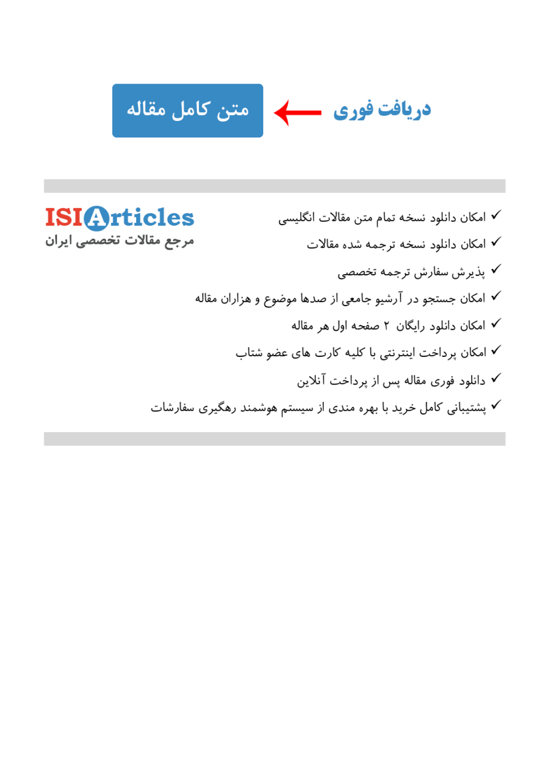دریافت فوری ← متن کامل مقاله

ISIArticles
مرجع مقالات تخصصی ایران

- ✓ امکان دانلود نسخه تمام متن مقالات انگلیسی
- ✓ امکان دانلود نسخه ترجمه شده مقالات
- ✓ پذیرش سفارش ترجمه تخصصی
- ✓ امکان جستجو در آرشیو جامعی از صدها موضوع و هزاران مقاله
- ✓ امکان دانلود رایگان ۲ صفحه اول هر مقاله
- ✓ امکان پرداخت اینترنتی با کلیه کارت های عضو شتاب
- ✓ دانلود فوری مقاله پس از پرداخت آنلاین
- ✓ پشتیبانی کامل خرید با بهره مندی از سیستم هوشمند رهگیری سفارشات